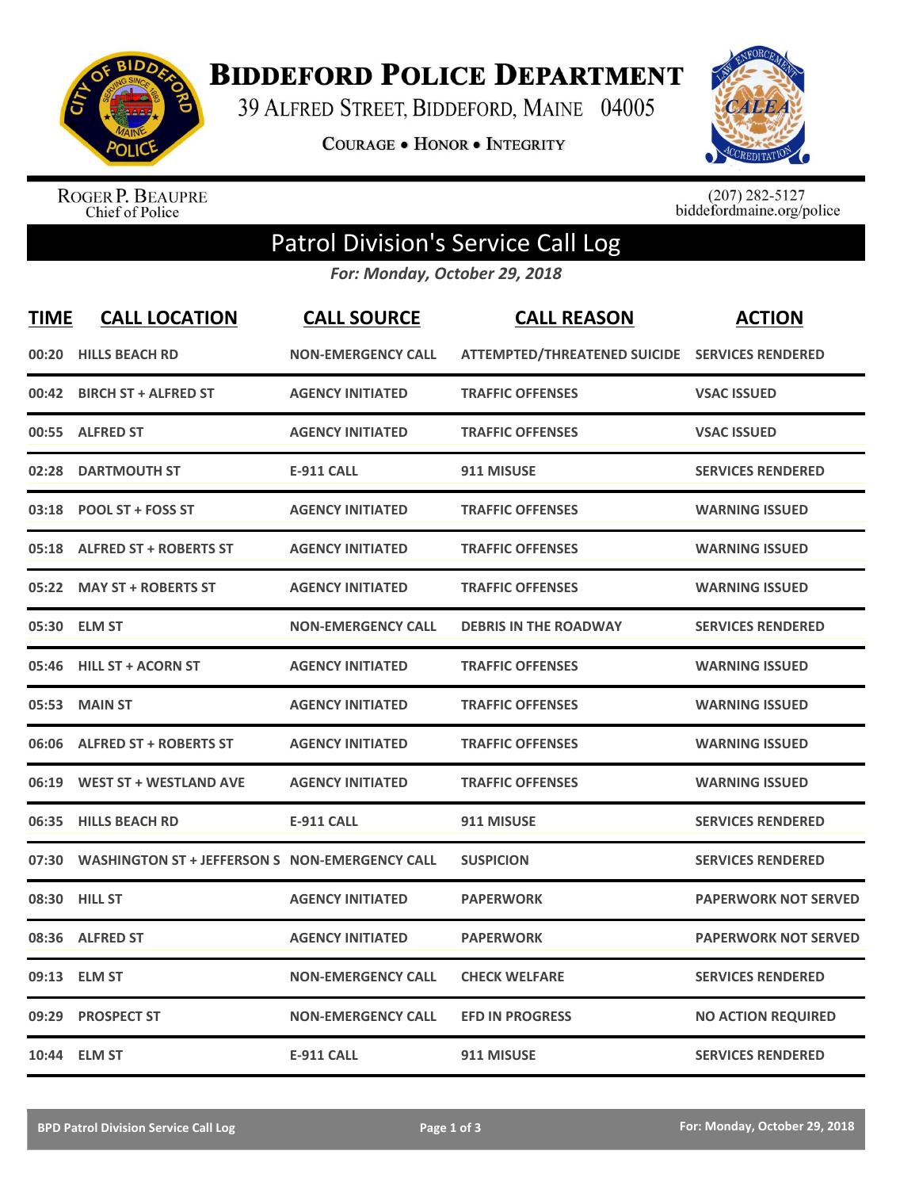# Biddeford Police Department

39 Alfred Street, Biddeford, Maine 04005

Courage • Honor • Integrity

Roger P. Beaupre
Chief of Police

(207) 282-5127
biddefordmaine.org/police

## Patrol Division's Service Call Log

*For: Monday, October 29, 2018*

| TIME | CALL LOCATION | CALL SOURCE | CALL REASON | ACTION |
|---|---|---|---|---|
| 00:20 | HILLS BEACH RD | NON-EMERGENCY CALL | ATTEMPTED/THREATENED SUICIDE | SERVICES RENDERED |
| 00:42 | BIRCH ST + ALFRED ST | AGENCY INITIATED | TRAFFIC OFFENSES | VSAC ISSUED |
| 00:55 | ALFRED ST | AGENCY INITIATED | TRAFFIC OFFENSES | VSAC ISSUED |
| 02:28 | DARTMOUTH ST | E-911 CALL | 911 MISUSE | SERVICES RENDERED |
| 03:18 | POOL ST + FOSS ST | AGENCY INITIATED | TRAFFIC OFFENSES | WARNING ISSUED |
| 05:18 | ALFRED ST + ROBERTS ST | AGENCY INITIATED | TRAFFIC OFFENSES | WARNING ISSUED |
| 05:22 | MAY ST + ROBERTS ST | AGENCY INITIATED | TRAFFIC OFFENSES | WARNING ISSUED |
| 05:30 | ELM ST | NON-EMERGENCY CALL | DEBRIS IN THE ROADWAY | SERVICES RENDERED |
| 05:46 | HILL ST + ACORN ST | AGENCY INITIATED | TRAFFIC OFFENSES | WARNING ISSUED |
| 05:53 | MAIN ST | AGENCY INITIATED | TRAFFIC OFFENSES | WARNING ISSUED |
| 06:06 | ALFRED ST + ROBERTS ST | AGENCY INITIATED | TRAFFIC OFFENSES | WARNING ISSUED |
| 06:19 | WEST ST + WESTLAND AVE | AGENCY INITIATED | TRAFFIC OFFENSES | WARNING ISSUED |
| 06:35 | HILLS BEACH RD | E-911 CALL | 911 MISUSE | SERVICES RENDERED |
| 07:30 | WASHINGTON ST + JEFFERSON S | NON-EMERGENCY CALL | SUSPICION | SERVICES RENDERED |
| 08:30 | HILL ST | AGENCY INITIATED | PAPERWORK | PAPERWORK NOT SERVED |
| 08:36 | ALFRED ST | AGENCY INITIATED | PAPERWORK | PAPERWORK NOT SERVED |
| 09:13 | ELM ST | NON-EMERGENCY CALL | CHECK WELFARE | SERVICES RENDERED |
| 09:29 | PROSPECT ST | NON-EMERGENCY CALL | EFD IN PROGRESS | NO ACTION REQUIRED |
| 10:44 | ELM ST | E-911 CALL | 911 MISUSE | SERVICES RENDERED |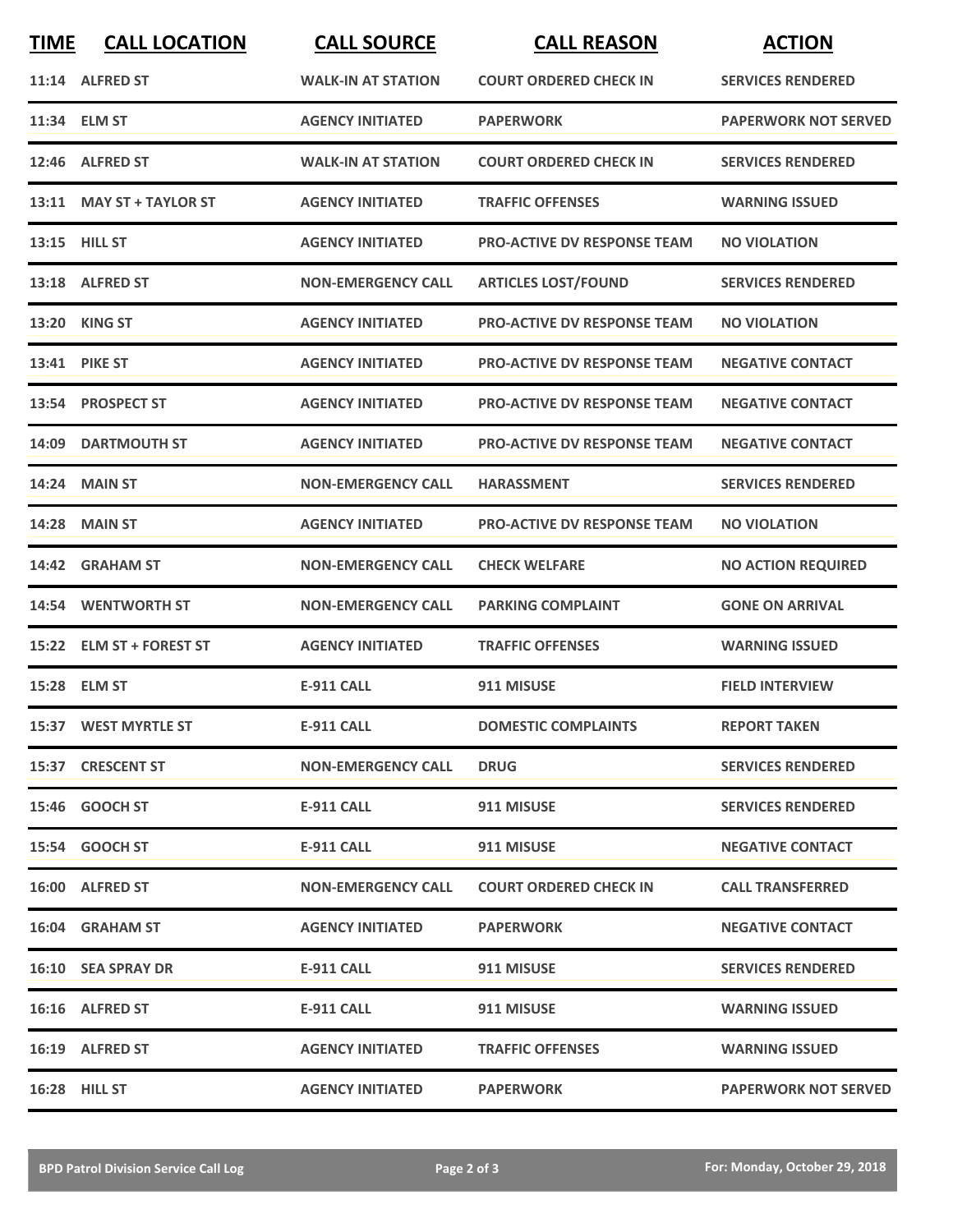| TIME | CALL LOCATION | CALL SOURCE | CALL REASON | ACTION |
|---|---|---|---|---|
| 11:14 | ALFRED ST | WALK-IN AT STATION | COURT ORDERED CHECK IN | SERVICES RENDERED |
| 11:34 | ELM ST | AGENCY INITIATED | PAPERWORK | PAPERWORK NOT SERVED |
| 12:46 | ALFRED ST | WALK-IN AT STATION | COURT ORDERED CHECK IN | SERVICES RENDERED |
| 13:11 | MAY ST + TAYLOR ST | AGENCY INITIATED | TRAFFIC OFFENSES | WARNING ISSUED |
| 13:15 | HILL ST | AGENCY INITIATED | PRO-ACTIVE DV RESPONSE TEAM | NO VIOLATION |
| 13:18 | ALFRED ST | NON-EMERGENCY CALL | ARTICLES LOST/FOUND | SERVICES RENDERED |
| 13:20 | KING ST | AGENCY INITIATED | PRO-ACTIVE DV RESPONSE TEAM | NO VIOLATION |
| 13:41 | PIKE ST | AGENCY INITIATED | PRO-ACTIVE DV RESPONSE TEAM | NEGATIVE CONTACT |
| 13:54 | PROSPECT ST | AGENCY INITIATED | PRO-ACTIVE DV RESPONSE TEAM | NEGATIVE CONTACT |
| 14:09 | DARTMOUTH ST | AGENCY INITIATED | PRO-ACTIVE DV RESPONSE TEAM | NEGATIVE CONTACT |
| 14:24 | MAIN ST | NON-EMERGENCY CALL | HARASSMENT | SERVICES RENDERED |
| 14:28 | MAIN ST | AGENCY INITIATED | PRO-ACTIVE DV RESPONSE TEAM | NO VIOLATION |
| 14:42 | GRAHAM ST | NON-EMERGENCY CALL | CHECK WELFARE | NO ACTION REQUIRED |
| 14:54 | WENTWORTH ST | NON-EMERGENCY CALL | PARKING COMPLAINT | GONE ON ARRIVAL |
| 15:22 | ELM ST + FOREST ST | AGENCY INITIATED | TRAFFIC OFFENSES | WARNING ISSUED |
| 15:28 | ELM ST | E-911 CALL | 911 MISUSE | FIELD INTERVIEW |
| 15:37 | WEST MYRTLE ST | E-911 CALL | DOMESTIC COMPLAINTS | REPORT TAKEN |
| 15:37 | CRESCENT ST | NON-EMERGENCY CALL | DRUG | SERVICES RENDERED |
| 15:46 | GOOCH ST | E-911 CALL | 911 MISUSE | SERVICES RENDERED |
| 15:54 | GOOCH ST | E-911 CALL | 911 MISUSE | NEGATIVE CONTACT |
| 16:00 | ALFRED ST | NON-EMERGENCY CALL | COURT ORDERED CHECK IN | CALL TRANSFERRED |
| 16:04 | GRAHAM ST | AGENCY INITIATED | PAPERWORK | NEGATIVE CONTACT |
| 16:10 | SEA SPRAY DR | E-911 CALL | 911 MISUSE | SERVICES RENDERED |
| 16:16 | ALFRED ST | E-911 CALL | 911 MISUSE | WARNING ISSUED |
| 16:19 | ALFRED ST | AGENCY INITIATED | TRAFFIC OFFENSES | WARNING ISSUED |
| 16:28 | HILL ST | AGENCY INITIATED | PAPERWORK | PAPERWORK NOT SERVED |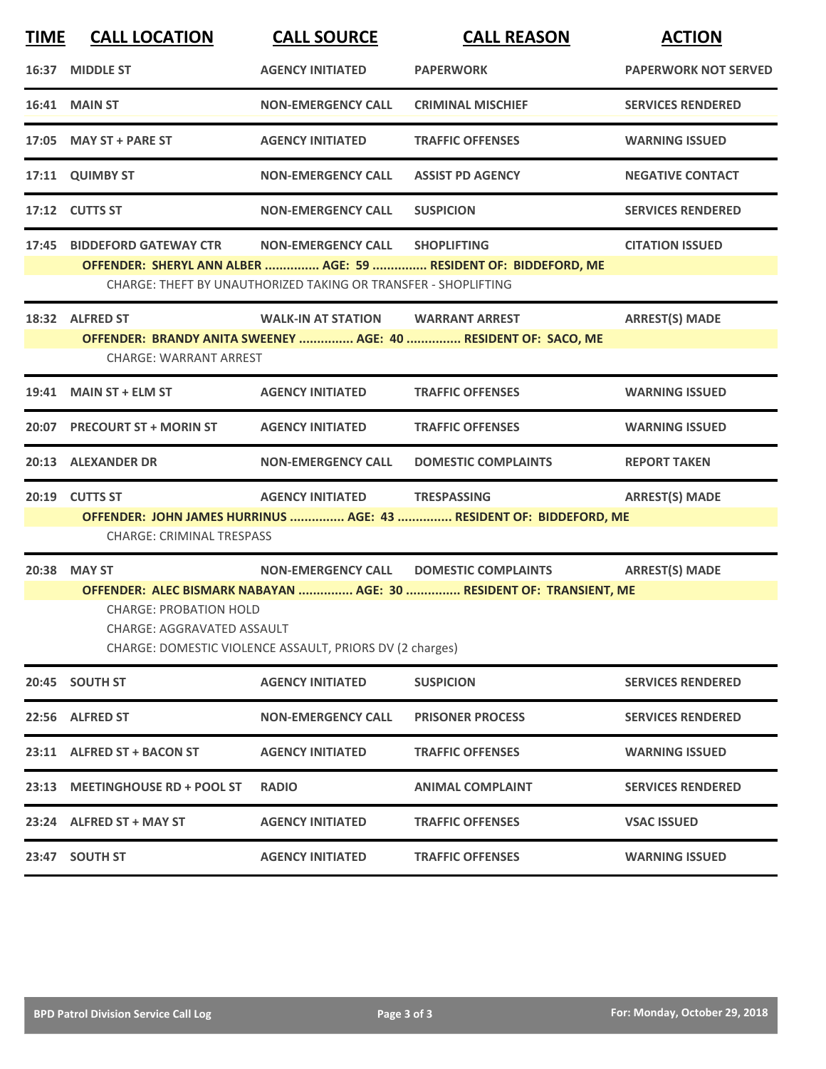| TIME | CALL LOCATION | CALL SOURCE | CALL REASON | ACTION |
|---|---|---|---|---|
| 16:37 | MIDDLE ST | AGENCY INITIATED | PAPERWORK | PAPERWORK NOT SERVED |
| 16:41 | MAIN ST | NON-EMERGENCY CALL | CRIMINAL MISCHIEF | SERVICES RENDERED |
| 17:05 | MAY ST + PARE ST | AGENCY INITIATED | TRAFFIC OFFENSES | WARNING ISSUED |
| 17:11 | QUIMBY ST | NON-EMERGENCY CALL | ASSIST PD AGENCY | NEGATIVE CONTACT |
| 17:12 | CUTTS ST | NON-EMERGENCY CALL | SUSPICION | SERVICES RENDERED |
| 17:45 | BIDDEFORD GATEWAY CTR | NON-EMERGENCY CALL | SHOPLIFTING | CITATION ISSUED |
| | OFFENDER: SHERYL ANN ALBER ............... AGE: 59 ............... RESIDENT OF: BIDDEFORD, ME | | | |
| | CHARGE: THEFT BY UNAUTHORIZED TAKING OR TRANSFER - SHOPLIFTING | | | |
| 18:32 | ALFRED ST | WALK-IN AT STATION | WARRANT ARREST | ARREST(S) MADE |
| | OFFENDER: BRANDY ANITA SWEENEY ............... AGE: 40 ............... RESIDENT OF: SACO, ME | | | |
| | CHARGE: WARRANT ARREST | | | |
| 19:41 | MAIN ST + ELM ST | AGENCY INITIATED | TRAFFIC OFFENSES | WARNING ISSUED |
| 20:07 | PRECOURT ST + MORIN ST | AGENCY INITIATED | TRAFFIC OFFENSES | WARNING ISSUED |
| 20:13 | ALEXANDER DR | NON-EMERGENCY CALL | DOMESTIC COMPLAINTS | REPORT TAKEN |
| 20:19 | CUTTS ST | AGENCY INITIATED | TRESPASSING | ARREST(S) MADE |
| | OFFENDER: JOHN JAMES HURRINUS ............... AGE: 43 ............... RESIDENT OF: BIDDEFORD, ME | | | |
| | CHARGE: CRIMINAL TRESPASS | | | |
| 20:38 | MAY ST | NON-EMERGENCY CALL | DOMESTIC COMPLAINTS | ARREST(S) MADE |
| | OFFENDER: ALEC BISMARK NABAYAN ............... AGE: 30 ............... RESIDENT OF: TRANSIENT, ME | | | |
| | CHARGE: PROBATION HOLD | | | |
| | CHARGE: AGGRAVATED ASSAULT | | | |
| | CHARGE: DOMESTIC VIOLENCE ASSAULT, PRIORS DV (2 charges) | | | |
| 20:45 | SOUTH ST | AGENCY INITIATED | SUSPICION | SERVICES RENDERED |
| 22:56 | ALFRED ST | NON-EMERGENCY CALL | PRISONER PROCESS | SERVICES RENDERED |
| 23:11 | ALFRED ST + BACON ST | AGENCY INITIATED | TRAFFIC OFFENSES | WARNING ISSUED |
| 23:13 | MEETINGHOUSE RD + POOL ST | RADIO | ANIMAL COMPLAINT | SERVICES RENDERED |
| 23:24 | ALFRED ST + MAY ST | AGENCY INITIATED | TRAFFIC OFFENSES | VSAC ISSUED |
| 23:47 | SOUTH ST | AGENCY INITIATED | TRAFFIC OFFENSES | WARNING ISSUED |